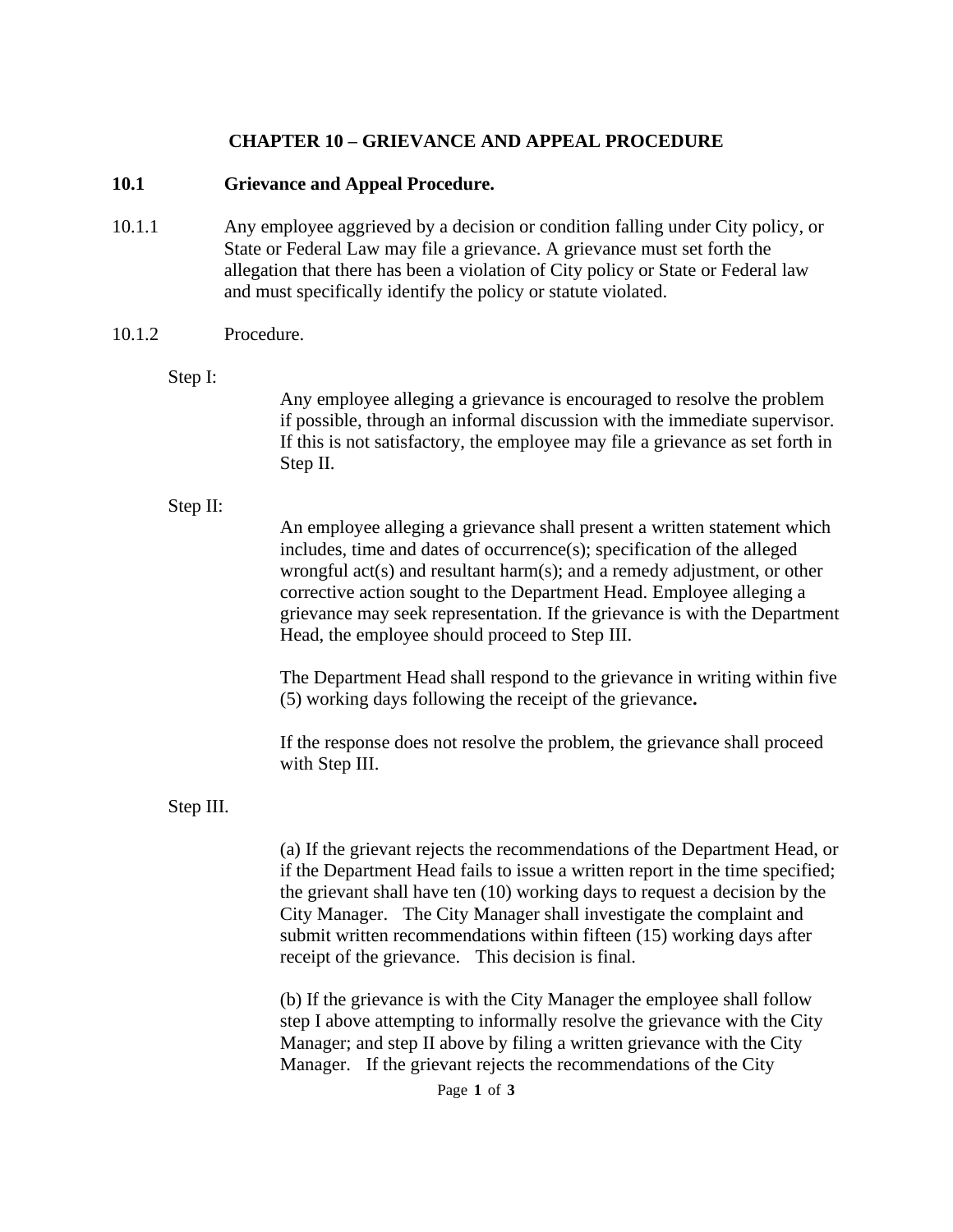# CHAPTER 10 – GRIEVANCE AND APPEAL PROCEDURE

## 10.1 Grievance and Appeal Procedure.

10.1.1 Any employee aggrieved by a decision or condition falling under City policy, or State or Federal Law may file a grievance. A grievance must set forth the allegation that there has been a violation of City policy or State or Federal law and must specifically identify the policy or statute violated.

10.1.2 Procedure.

Step I:

Any employee alleging a grievance is encouraged to resolve the problem if possible, through an informal discussion with the immediate supervisor. If this is not satisfactory, the employee may file a grievance as set forth in Step II.

Step II:

An employee alleging a grievance shall present a written statement which includes, time and dates of occurrence(s); specification of the alleged wrongful act(s) and resultant harm(s); and a remedy adjustment, or other corrective action sought to the Department Head. Employee alleging a grievance may seek representation. If the grievance is with the Department Head, the employee should proceed to Step III.

The Department Head shall respond to the grievance in writing within five (5) working days following the receipt of the grievance**.**

If the response does not resolve the problem, the grievance shall proceed with Step III.

Step III.

(a) If the grievant rejects the recommendations of the Department Head, or if the Department Head fails to issue a written report in the time specified; the grievant shall have ten (10) working days to request a decision by the City Manager. The City Manager shall investigate the complaint and submit written recommendations within fifteen (15) working days after receipt of the grievance. This decision is final.

(b) If the grievance is with the City Manager the employee shall follow step I above attempting to informally resolve the grievance with the City Manager; and step II above by filing a written grievance with the City Manager. If the grievant rejects the recommendations of the City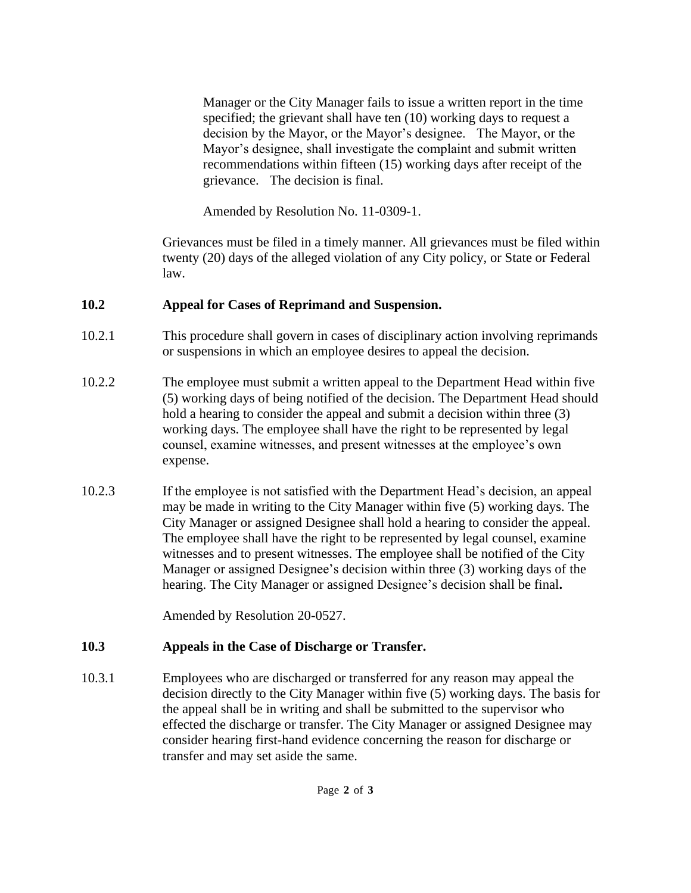Manager or the City Manager fails to issue a written report in the time specified; the grievant shall have ten (10) working days to request a decision by the Mayor, or the Mayor's designee. The Mayor, or the Mayor's designee, shall investigate the complaint and submit written recommendations within fifteen (15) working days after receipt of the grievance. The decision is final.

Amended by Resolution No. 11-0309-1.

Grievances must be filed in a timely manner. All grievances must be filed within twenty (20) days of the alleged violation of any City policy, or State or Federal law.

**10.2 Appeal for Cases of Reprimand and Suspension.**

10.2.1 This procedure shall govern in cases of disciplinary action involving reprimands or suspensions in which an employee desires to appeal the decision.

10.2.2 The employee must submit a written appeal to the Department Head within five (5) working days of being notified of the decision. The Department Head should hold a hearing to consider the appeal and submit a decision within three (3) working days. The employee shall have the right to be represented by legal counsel, examine witnesses, and present witnesses at the employee's own expense.

10.2.3 If the employee is not satisfied with the Department Head's decision, an appeal may be made in writing to the City Manager within five (5) working days. The City Manager or assigned Designee shall hold a hearing to consider the appeal. The employee shall have the right to be represented by legal counsel, examine witnesses and to present witnesses. The employee shall be notified of the City Manager or assigned Designee's decision within three (3) working days of the hearing. The City Manager or assigned Designee's decision shall be final**.**

Amended by Resolution 20-0527.

**10.3 Appeals in the Case of Discharge or Transfer.**

10.3.1 Employees who are discharged or transferred for any reason may appeal the decision directly to the City Manager within five (5) working days. The basis for the appeal shall be in writing and shall be submitted to the supervisor who effected the discharge or transfer. The City Manager or assigned Designee may consider hearing first-hand evidence concerning the reason for discharge or transfer and may set aside the same.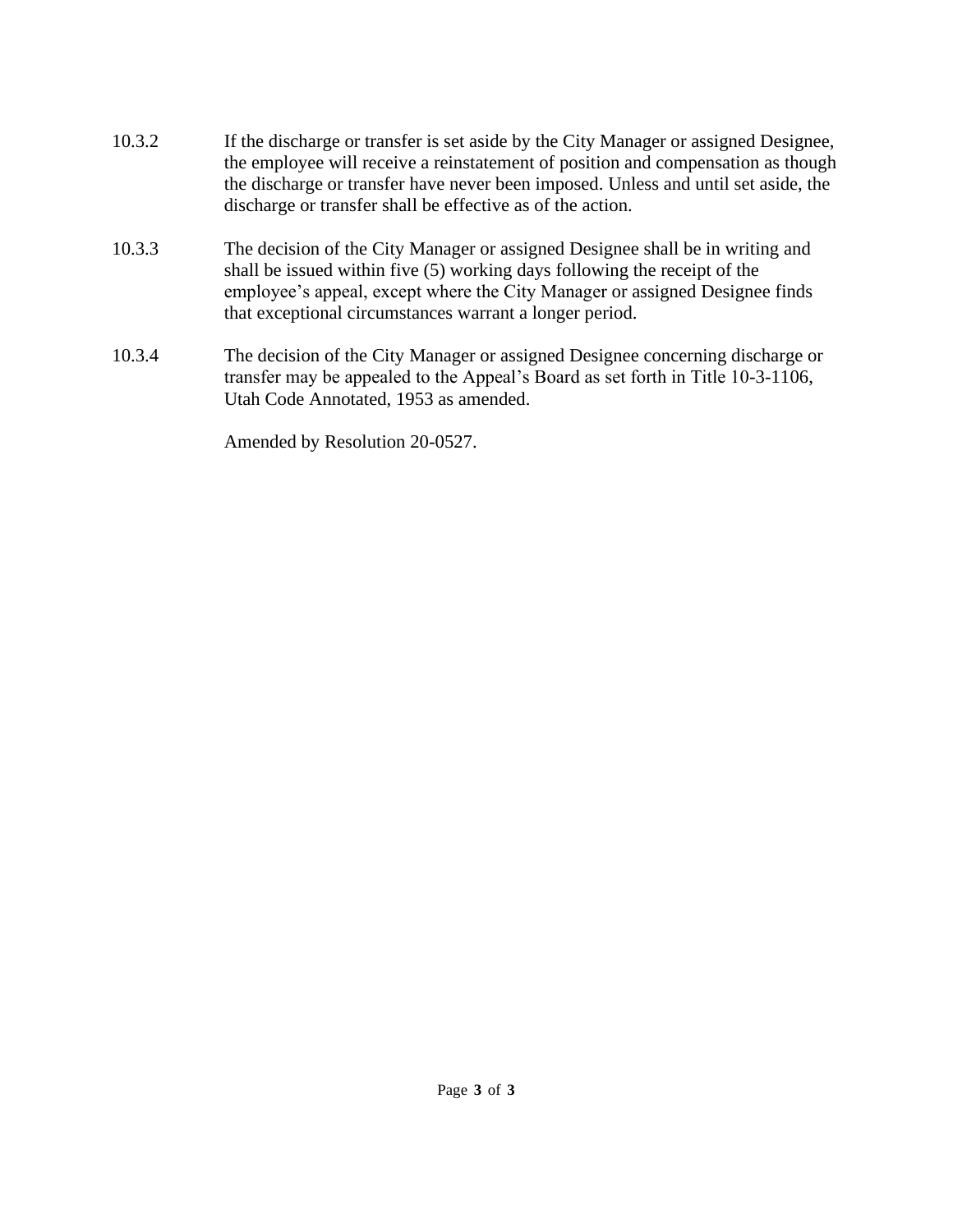10.3.2 If the discharge or transfer is set aside by the City Manager or assigned Designee, the employee will receive a reinstatement of position and compensation as though the discharge or transfer have never been imposed. Unless and until set aside, the discharge or transfer shall be effective as of the action.

10.3.3 The decision of the City Manager or assigned Designee shall be in writing and shall be issued within five (5) working days following the receipt of the employee's appeal, except where the City Manager or assigned Designee finds that exceptional circumstances warrant a longer period.

10.3.4 The decision of the City Manager or assigned Designee concerning discharge or transfer may be appealed to the Appeal's Board as set forth in Title 10-3-1106, Utah Code Annotated, 1953 as amended.

Amended by Resolution 20-0527.